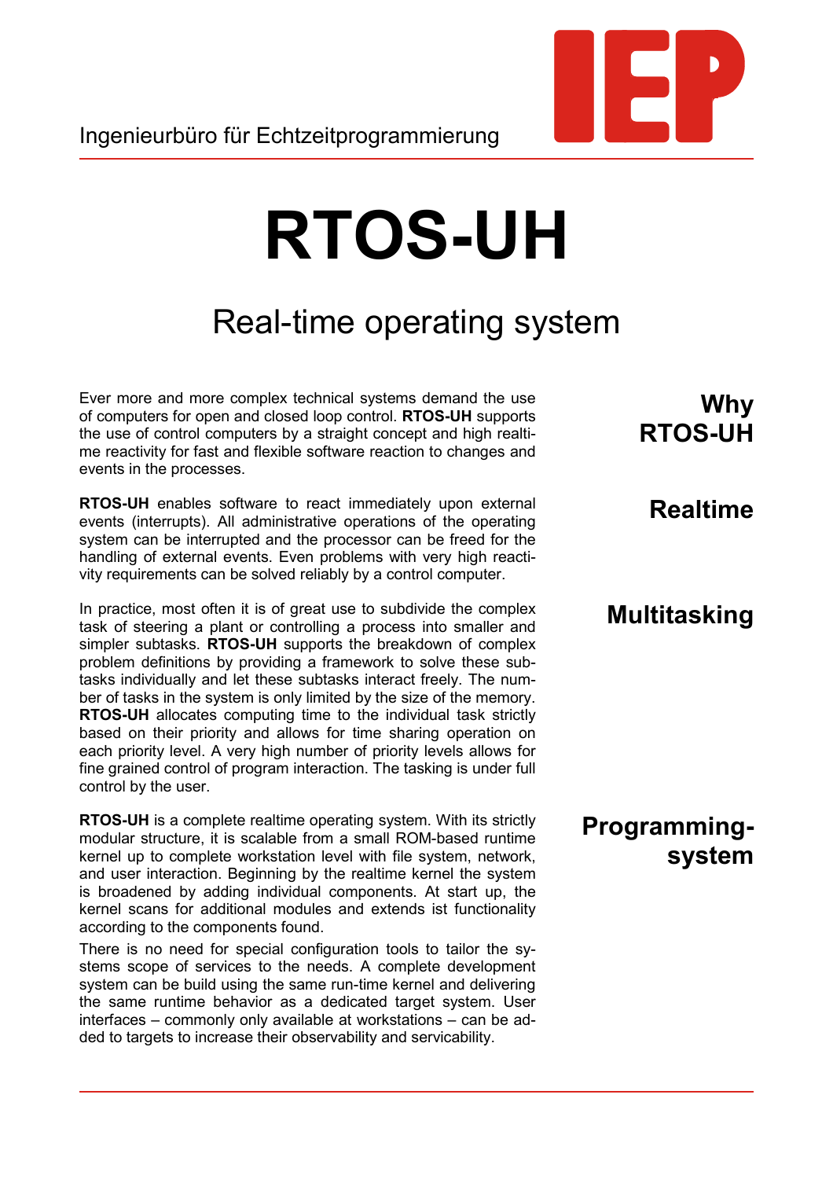Ingenieurbüro für Echtzeitprogrammierung

# RTOS-UH

## Real-time operating system

### Why RTOS-UH

Ever more and more complex technical systems demand the use of computers for open and closed loop control. **RTOS-UH** supports the use of control computers by a straight concept and high realtime reactivity for fast and flexible software reaction to changes and events in the processes.

### Realtime

**RTOS-UH** enables software to react immediately upon external events (interrupts). All administrative operations of the operating system can be interrupted and the processor can be freed for the handling of external events. Even problems with very high reactivity requirements can be solved reliably by a control computer.

### Multitasking

In practice, most often it is of great use to subdivide the complex task of steering a plant or controlling a process into smaller and simpler subtasks. **RTOS-UH** supports the breakdown of complex problem definitions by providing a framework to solve these subtasks individually and let these subtasks interact freely. The number of tasks in the system is only limited by the size of the memory. **RTOS-UH** allocates computing time to the individual task strictly based on their priority and allows for time sharing operation on each priority level. A very high number of priority levels allows for fine grained control of program interaction. The tasking is under full control by the user.

### Programming-system

**RTOS-UH** is a complete realtime operating system. With its strictly modular structure, it is scalable from a small ROM-based runtime kernel up to complete workstation level with file system, network, and user interaction. Beginning by the realtime kernel the system is broadened by adding individual components. At start up, the kernel scans for additional modules and extends ist functionality according to the components found.

There is no need for special configuration tools to tailor the systems scope of services to the needs. A complete development system can be build using the same run-time kernel and delivering the same runtime behavior as a dedicated target system. User interfaces – commonly only available at workstations – can be added to targets to increase their observability and servicability.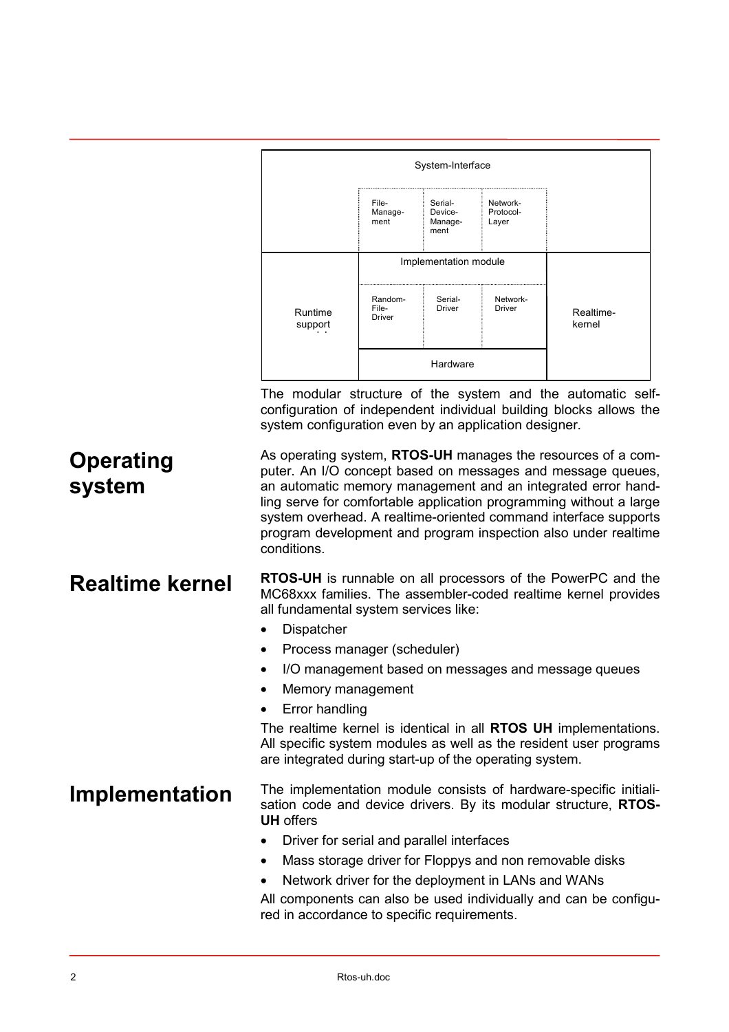| System-Interface | | | | |
|---|---|---|---|---|
| | File-Manage-ment | Serial-Device-Manage-ment | Network-Protocol-Layer | |
| Runtime support | Implementation module | | | Realtime-kernel |
| | Random-File-Driver | Serial-Driver | Network-Driver | |
| | Hardware | | | |

The modular structure of the system and the automatic self-configuration of independent individual building blocks allows the system configuration even by an application designer.

## Operating system

As operating system, **RTOS-UH** manages the resources of a computer. An I/O concept based on messages and message queues, an automatic memory management and an integrated error handling serve for comfortable application programming without a large system overhead. A realtime-oriented command interface supports program development and program inspection also under realtime conditions.

## Realtime kernel

**RTOS-UH** is runnable on all processors of the PowerPC and the MC68xxx families. The assembler-coded realtime kernel provides all fundamental system services like:

- Dispatcher
- Process manager (scheduler)
- I/O management based on messages and message queues
- Memory management
- Error handling

The realtime kernel is identical in all **RTOS UH** implementations. All specific system modules as well as the resident user programs are integrated during start-up of the operating system.

## Implementation

The implementation module consists of hardware-specific initialisation code and device drivers. By its modular structure, **RTOS-UH** offers

- Driver for serial and parallel interfaces
- Mass storage driver for Floppys and non removable disks
- Network driver for the deployment in LANs and WANs

All components can also be used individually and can be configured in accordance to specific requirements.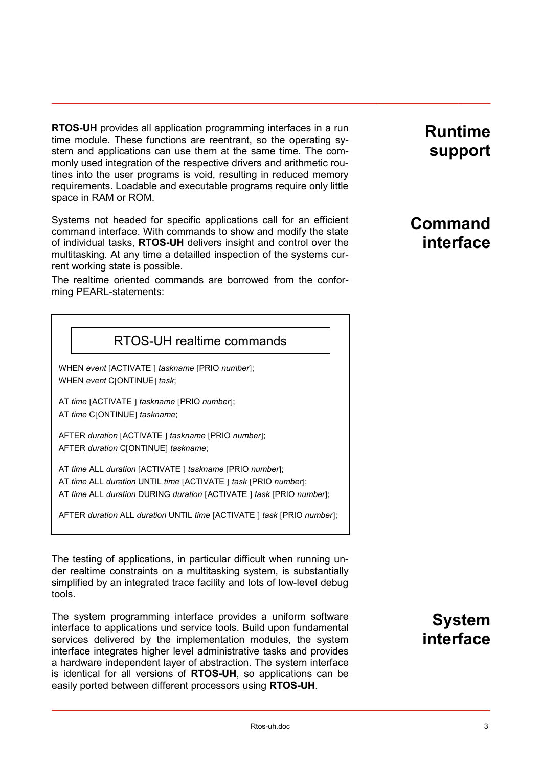## Runtime support

**RTOS-UH** provides all application programming interfaces in a run time module. These functions are reentrant, so the operating system and applications can use them at the same time. The commonly used integration of the respective drivers and arithmetic routines into the user programs is void, resulting in reduced memory requirements. Loadable and executable programs require only little space in RAM or ROM.

## Command interface

Systems not headed for specific applications call for an efficient command interface. With commands to show and modify the state of individual tasks, **RTOS-UH** delivers insight and control over the multitasking. At any time a detailled inspection of the systems current working state is possible.

The realtime oriented commands are borrowed from the conforming PEARL-statements:

### RTOS-UH realtime commands

WHEN *event* [ACTIVATE ] *taskname* [PRIO *number*];
WHEN *event* C[ONTINUE] *task*;

AT *time* [ACTIVATE ] *taskname* [PRIO *number*];
AT *time* C[ONTINUE] *taskname*;

AFTER *duration* [ACTIVATE ] *taskname* [PRIO *number*];
AFTER *duration* C[ONTINUE] *taskname*;

AT *time* ALL *duration* [ACTIVATE ] *taskname* [PRIO *number*];
AT *time* ALL *duration* UNTIL *time* [ACTIVATE ] *task* [PRIO *number*];
AT *time* ALL *duration* DURING *duration* [ACTIVATE ] *task* [PRIO *number*];

AFTER *duration* ALL *duration* UNTIL *time* [ACTIVATE ] *task* [PRIO *number*];

The testing of applications, in particular difficult when running under realtime constraints on a multitasking system, is substantially simplified by an integrated trace facility and lots of low-level debug tools.

## System interface

The system programming interface provides a uniform software interface to applications und service tools. Build upon fundamental services delivered by the implementation modules, the system interface integrates higher level administrative tasks and provides a hardware independent layer of abstraction. The system interface is identical for all versions of **RTOS-UH**, so applications can be easily ported between different processors using **RTOS-UH**.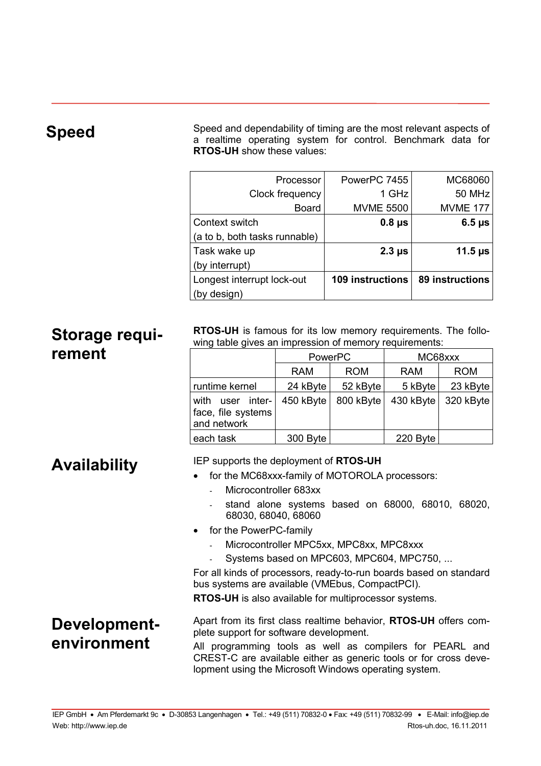## Speed

Speed and dependability of timing are the most relevant aspects of a realtime operating system for control. Benchmark data for **RTOS-UH** show these values:

| Processor | PowerPC 7455 | MC68060 |
|---|---|---|
| Clock frequency | 1 GHz | 50 MHz |
| Board | MVME 5500 | MVME 177 |
| Context switch (a to b, both tasks runnable) | **0.8 µs** | **6.5 µs** |
| Task wake up (by interrupt) | **2.3 µs** | **11.5 µs** |
| Longest interrupt lock-out (by design) | **109 instructions** | **89 instructions** |

## Storage requirement

**RTOS-UH** is famous for its low memory requirements. The following table gives an impression of memory requirements:

| | PowerPC | | MC68xxx | |
|---|---|---|---|---|
| | RAM | ROM | RAM | ROM |
| runtime kernel | 24 kByte | 52 kByte | 5 kByte | 23 kByte |
| with user interface, file systems and network | 450 kByte | 800 kByte | 430 kByte | 320 kByte |
| each task | 300 Byte | | 220 Byte | |

## Availability

IEP supports the deployment of **RTOS-UH**

- for the MC68xxx-family of MOTOROLA processors:
  - Microcontroller 683xx
  - stand alone systems based on 68000, 68010, 68020, 68030, 68040, 68060
- for the PowerPC-family
  - Microcontroller MPC5xx, MPC8xx, MPC8xxx
  - Systems based on MPC603, MPC604, MPC750, ...

For all kinds of processors, ready-to-run boards based on standard bus systems are available (VMEbus, CompactPCI).

**RTOS-UH** is also available for multiprocessor systems.

## Development-environment

Apart from its first class realtime behavior, **RTOS-UH** offers complete support for software development.

All programming tools as well as compilers for PEARL and CREST-C are available either as generic tools or for cross development using the Microsoft Windows operating system.

IEP GmbH • Am Pferdemarkt 9c • D-30853 Langenhagen • Tel.: +49 (511) 70832-0 • Fax: +49 (511) 70832-99 • E-Mail: info@iep.de
Web: http://www.iep.de